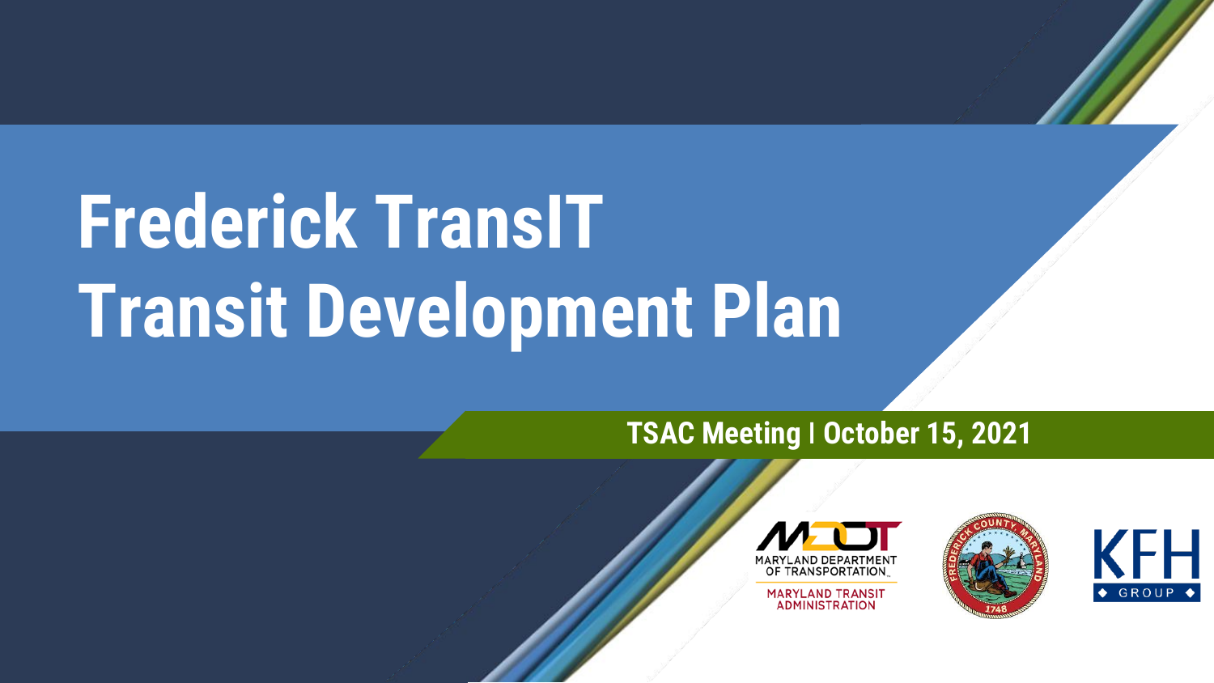# Frederick TransIT Transit Development Plan

**TSAC Meeting | October 15, 2021**

MARYLAND DEPARTMENT OF TRANSPORTATION
MARYLAND TRANSIT ADMINISTRATION

FREDERICK COUNTY, MARYLAND 1748

KFH GROUP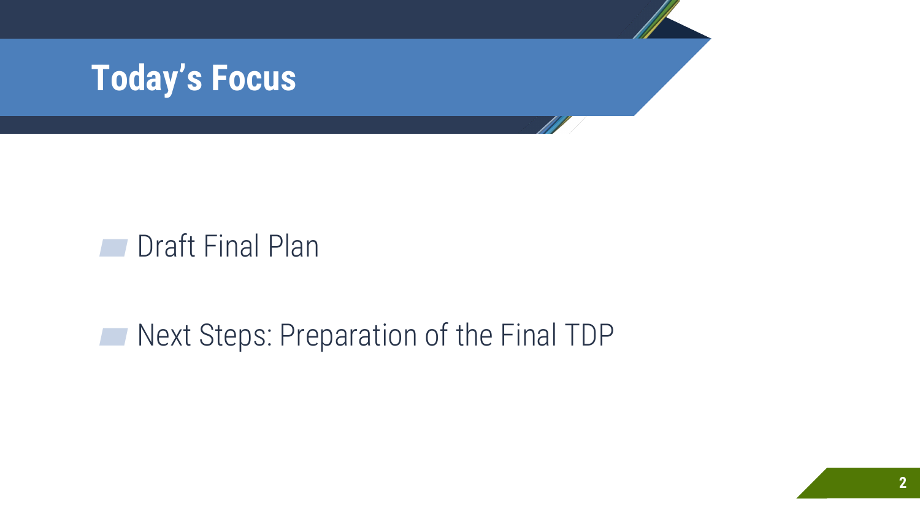# Today's Focus

- Draft Final Plan
- Next Steps: Preparation of the Final TDP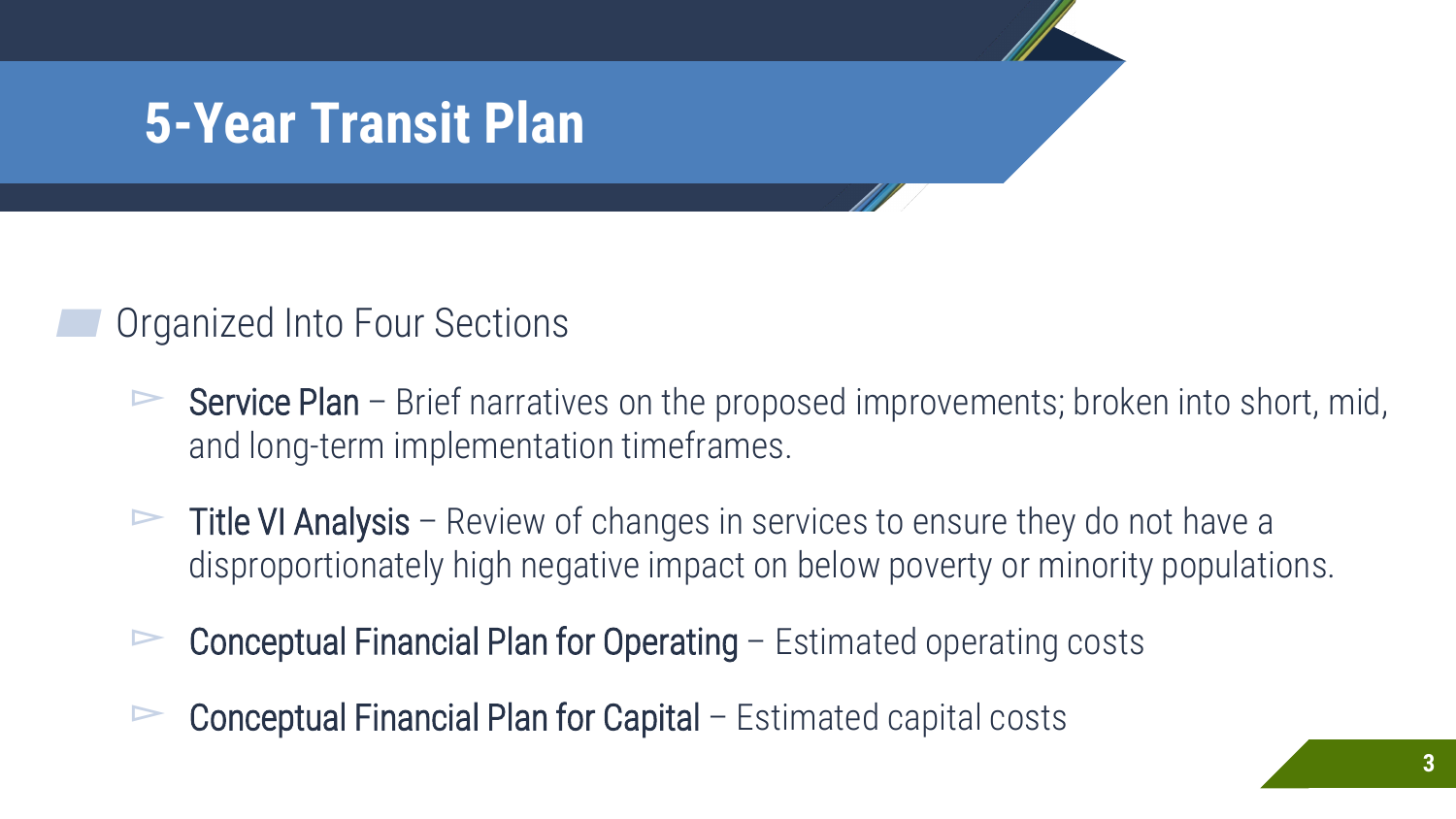# 5-Year Transit Plan

- Organized Into Four Sections
  - Service Plan – Brief narratives on the proposed improvements; broken into short, mid, and long-term implementation timeframes.
  - Title VI Analysis – Review of changes in services to ensure they do not have a disproportionately high negative impact on below poverty or minority populations.
  - Conceptual Financial Plan for Operating – Estimated operating costs
  - Conceptual Financial Plan for Capital – Estimated capital costs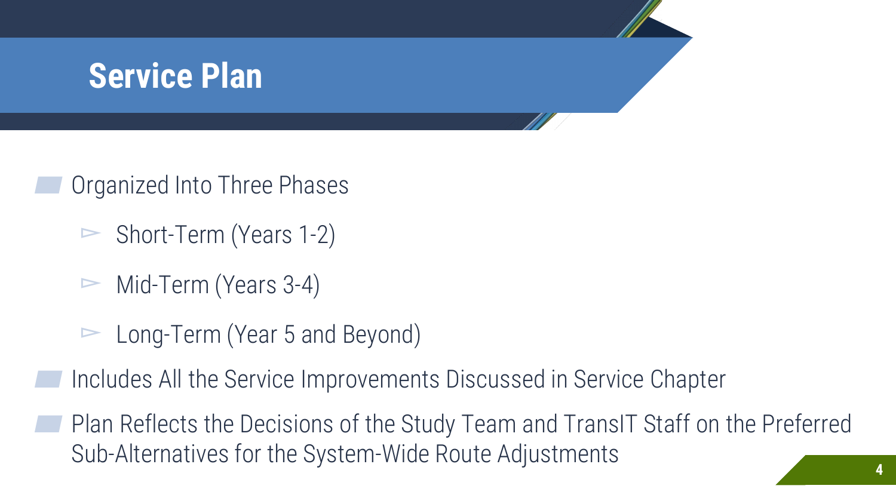# Service Plan

- Organized Into Three Phases
  - Short-Term (Years 1-2)
  - Mid-Term (Years 3-4)
  - Long-Term (Year 5 and Beyond)
- Includes All the Service Improvements Discussed in Service Chapter
- Plan Reflects the Decisions of the Study Team and TransIT Staff on the Preferred Sub-Alternatives for the System-Wide Route Adjustments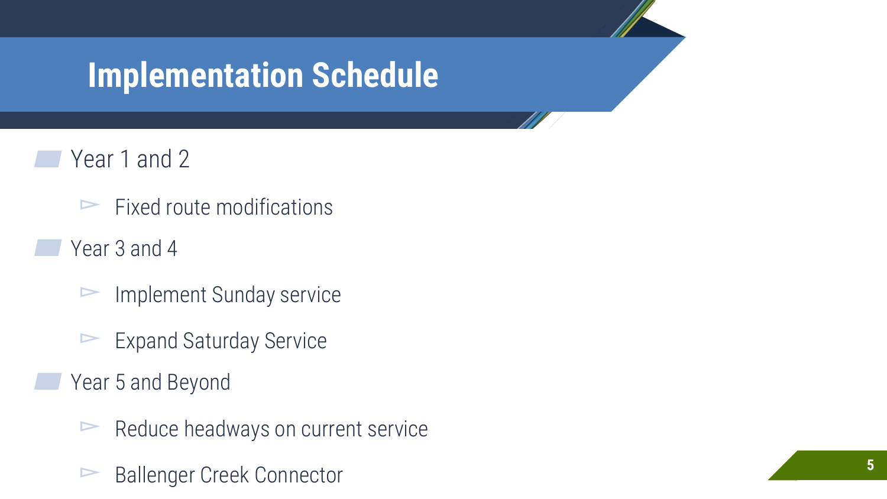# Implementation Schedule

- Year 1 and 2
  - Fixed route modifications
- Year 3 and 4
  - Implement Sunday service
  - Expand Saturday Service
- Year 5 and Beyond
  - Reduce headways on current service
  - Ballenger Creek Connector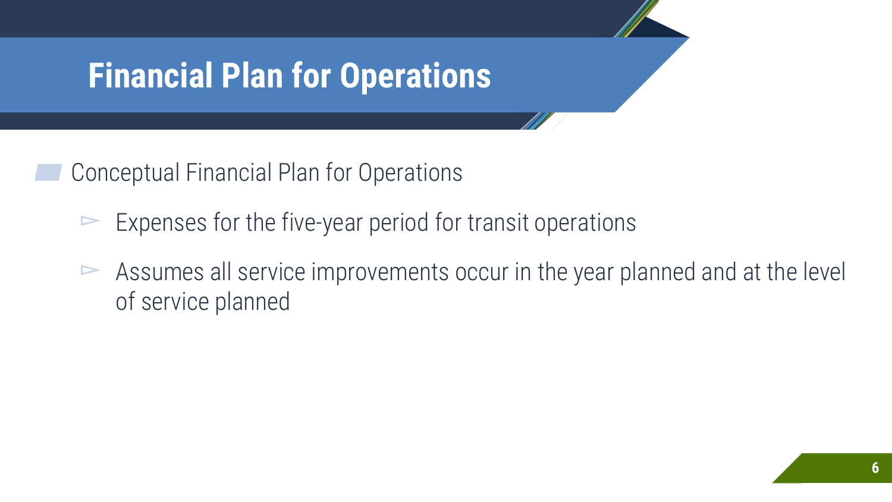# Financial Plan for Operations

- Conceptual Financial Plan for Operations
  - Expenses for the five-year period for transit operations
  - Assumes all service improvements occur in the year planned and at the level of service planned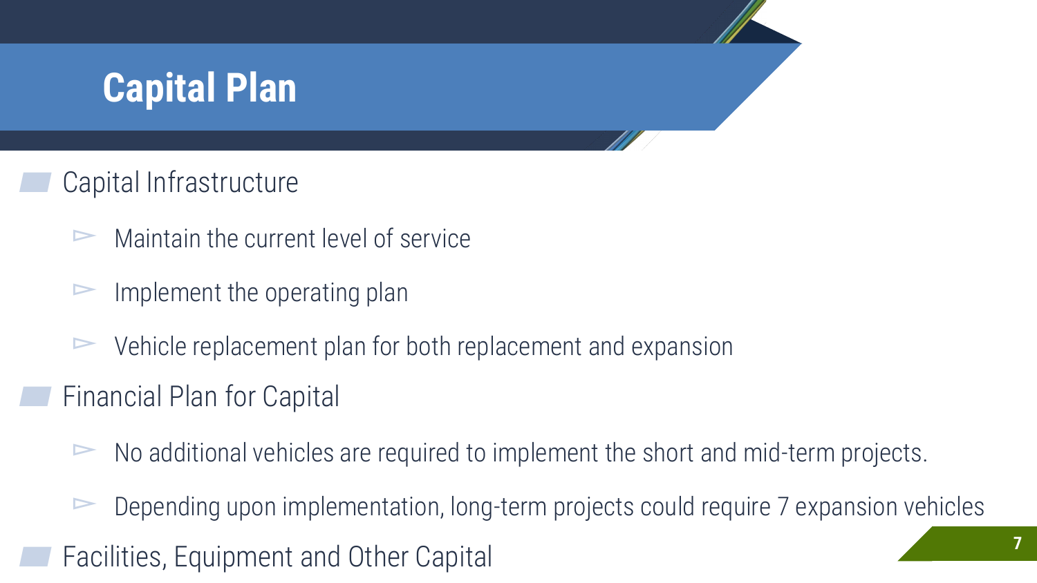# Capital Plan

- Capital Infrastructure
  - Maintain the current level of service
  - Implement the operating plan
  - Vehicle replacement plan for both replacement and expansion
- Financial Plan for Capital
  - No additional vehicles are required to implement the short and mid-term projects.
  - Depending upon implementation, long-term projects could require 7 expansion vehicles
- Facilities, Equipment and Other Capital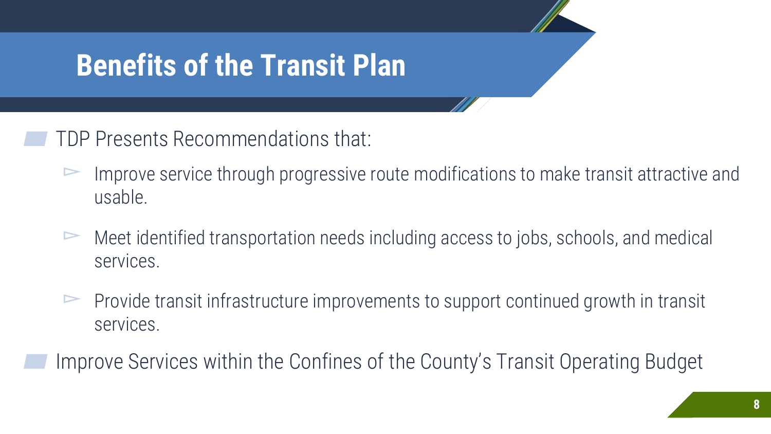# Benefits of the Transit Plan

- TDP Presents Recommendations that:
  - Improve service through progressive route modifications to make transit attractive and usable.
  - Meet identified transportation needs including access to jobs, schools, and medical services.
  - Provide transit infrastructure improvements to support continued growth in transit services.
- Improve Services within the Confines of the County's Transit Operating Budget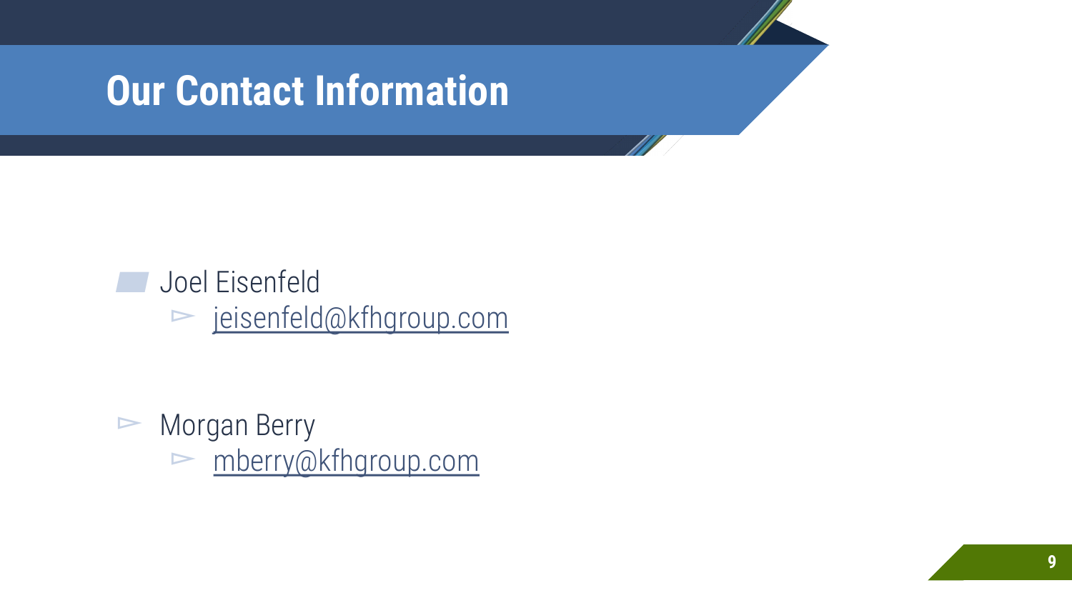# Our Contact Information

- Joel Eisenfeld
  - jeisenfeld@kfhgroup.com

- Morgan Berry
  - mberry@kfhgroup.com